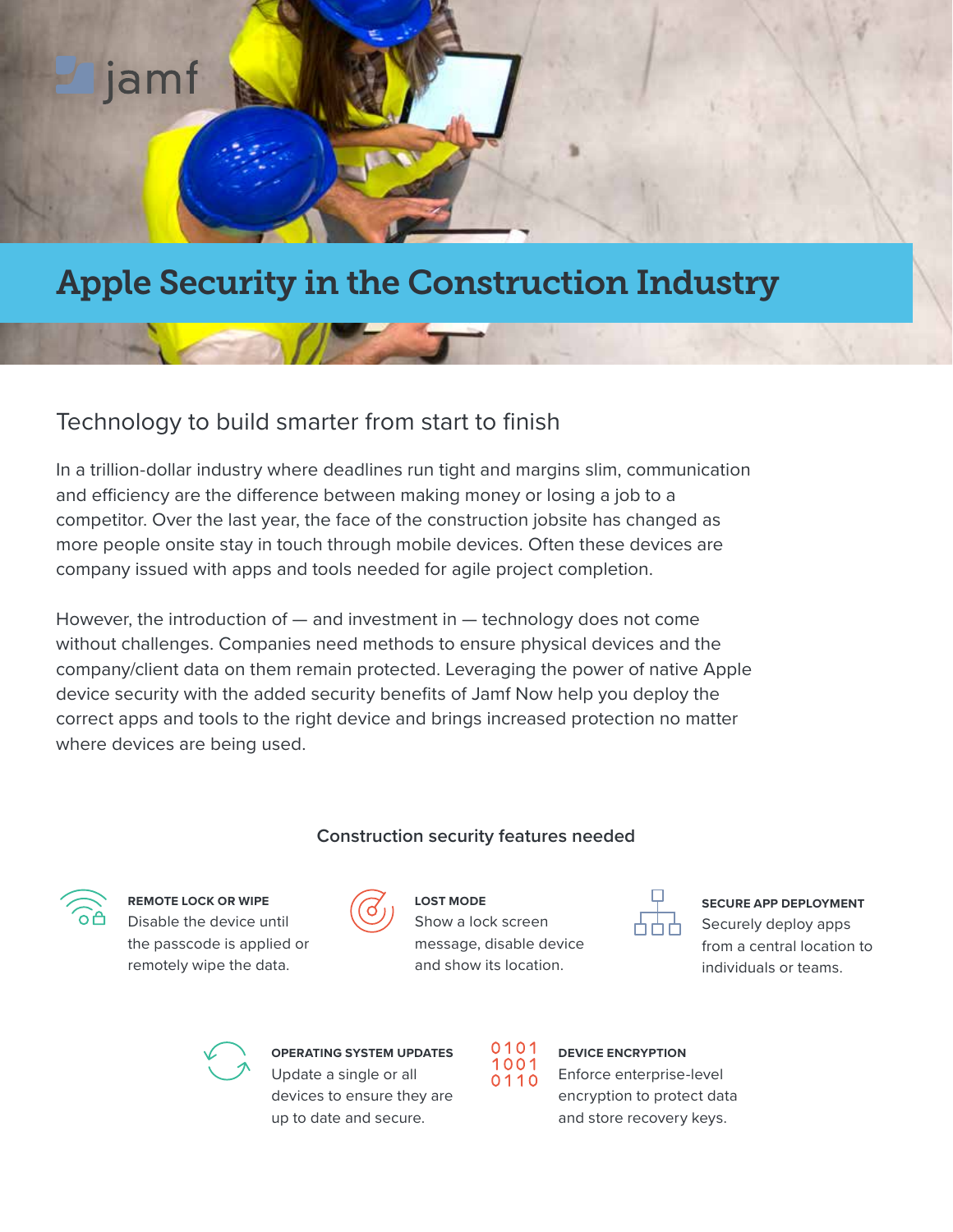# Apple Security in the Construction Industry

## Technology to build smarter from start to finish

In a trillion-dollar industry where deadlines run tight and margins slim, communication and efficiency are the difference between making money or losing a job to a competitor. Over the last year, the face of the construction jobsite has changed as more people onsite stay in touch through mobile devices. Often these devices are company issued with apps and tools needed for agile project completion.

However, the introduction of — and investment in — technology does not come without challenges. Companies need methods to ensure physical devices and the company/client data on them remain protected. Leveraging the power of native Apple device security with the added security benefits of Jamf Now help you deploy the correct apps and tools to the right device and brings increased protection no matter where devices are being used.

### Construction security features needed

**REMOTE LOCK OR WIPE**
Disable the device until the passcode is applied or remotely wipe the data.

**LOST MODE**
Show a lock screen message, disable device and show its location.

**SECURE APP DEPLOYMENT**
Securely deploy apps from a central location to individuals or teams.

**OPERATING SYSTEM UPDATES**
Update a single or all devices to ensure they are up to date and secure.

**DEVICE ENCRYPTION**
Enforce enterprise-level encryption to protect data and store recovery keys.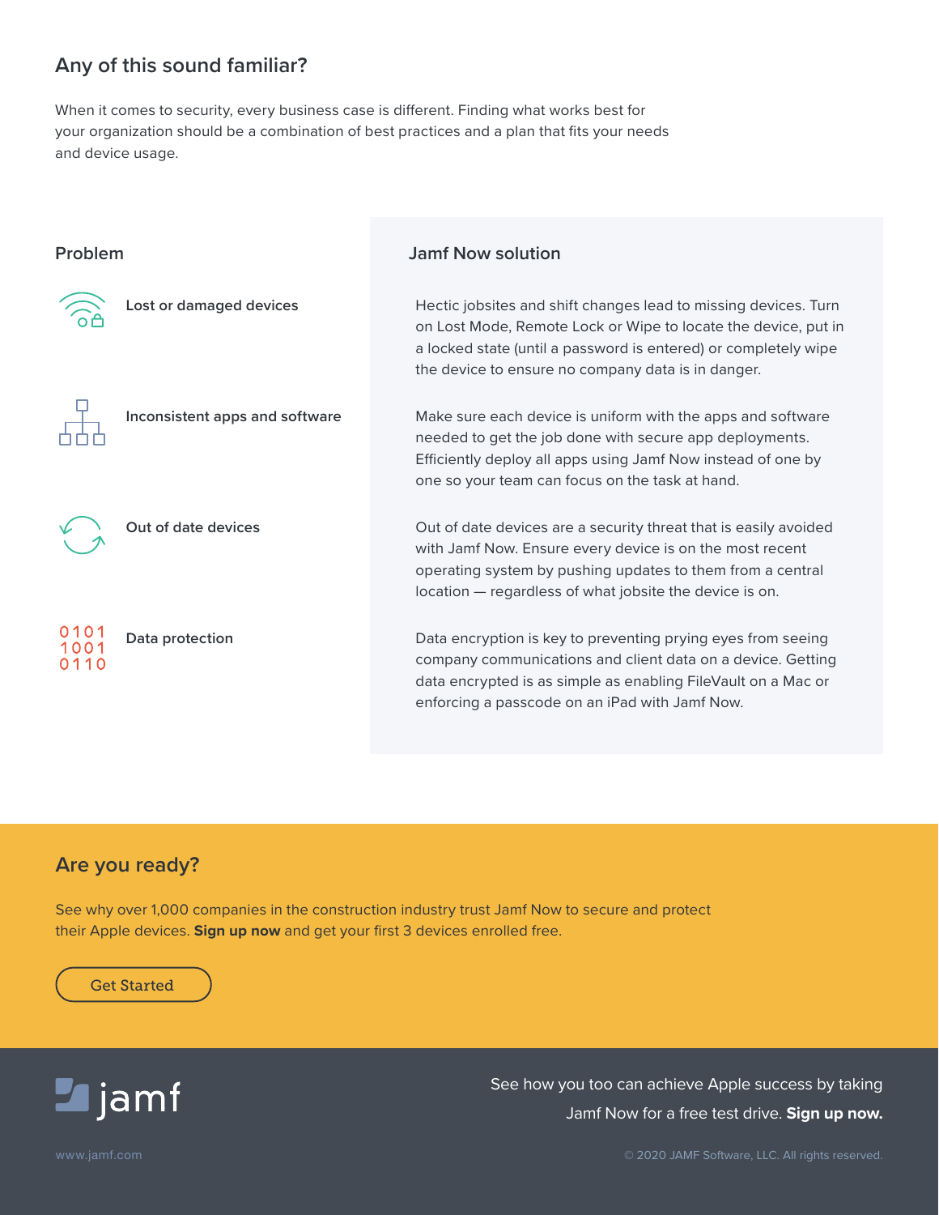## Any of this sound familiar?

When it comes to security, every business case is different. Finding what works best for your organization should be a combination of best practices and a plan that fits your needs and device usage.

| Problem | Jamf Now solution |
| --- | --- |
| Lost or damaged devices | Hectic jobsites and shift changes lead to missing devices. Turn on Lost Mode, Remote Lock or Wipe to locate the device, put in a locked state (until a password is entered) or completely wipe the device to ensure no company data is in danger. |
| Inconsistent apps and software | Make sure each device is uniform with the apps and software needed to get the job done with secure app deployments. Efficiently deploy all apps using Jamf Now instead of one by one so your team can focus on the task at hand. |
| Out of date devices | Out of date devices are a security threat that is easily avoided with Jamf Now. Ensure every device is on the most recent operating system by pushing updates to them from a central location — regardless of what jobsite the device is on. |
| Data protection | Data encryption is key to preventing prying eyes from seeing company communications and client data on a device. Getting data encrypted is as simple as enabling FileVault on a Mac or enforcing a passcode on an iPad with Jamf Now. |

## Are you ready?

See why over 1,000 companies in the construction industry trust Jamf Now to secure and protect their Apple devices. **Sign up now** and get your first 3 devices enrolled free.

Get Started

jamf

See how you too can achieve Apple success by taking Jamf Now for a free test drive. **Sign up now.**

www.jamf.com

© 2020 JAMF Software, LLC. All rights reserved.